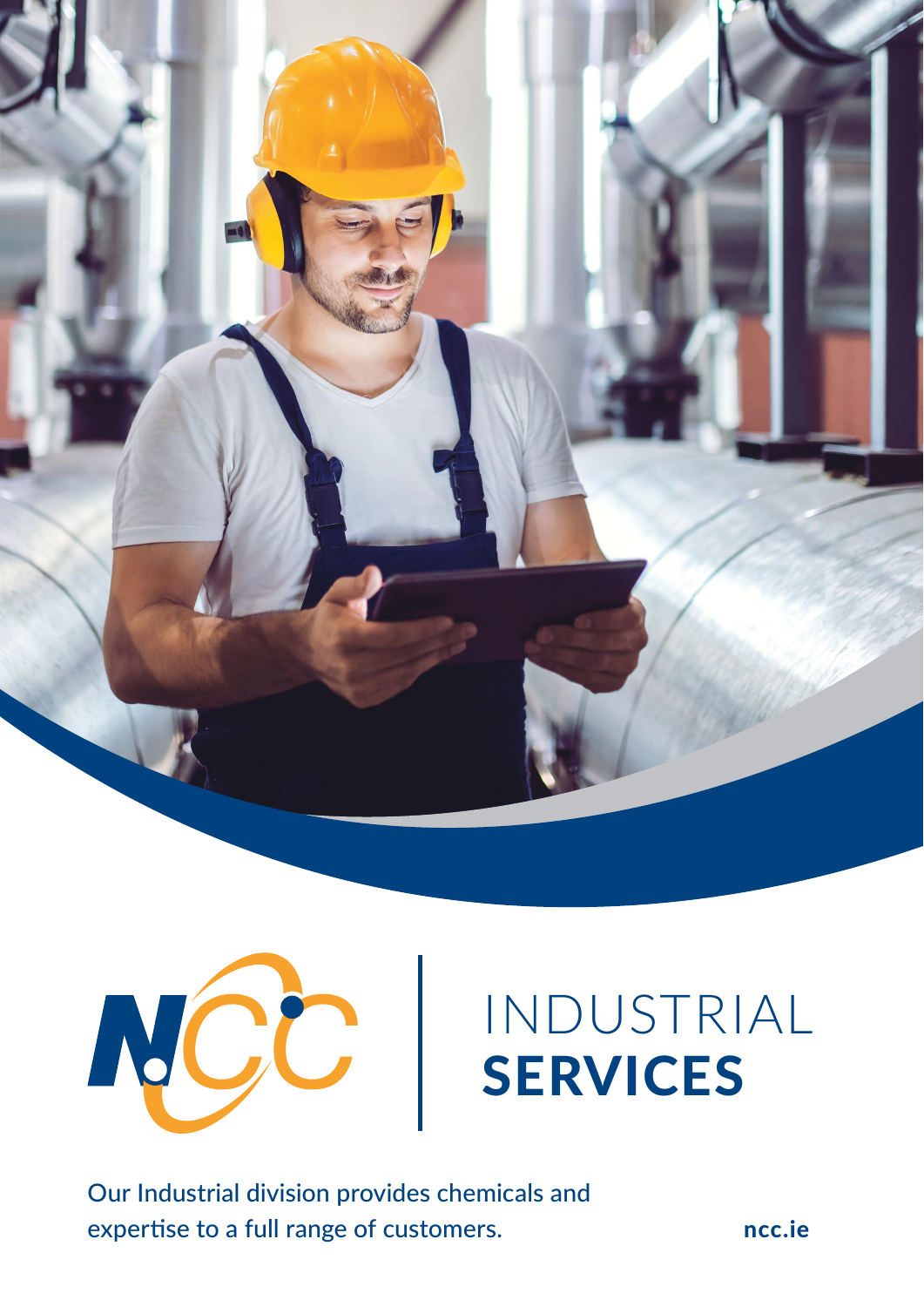# INDUSTRIAL SERVICES

Our Industrial division provides chemicals and expertise to a full range of customers.

ncc.ie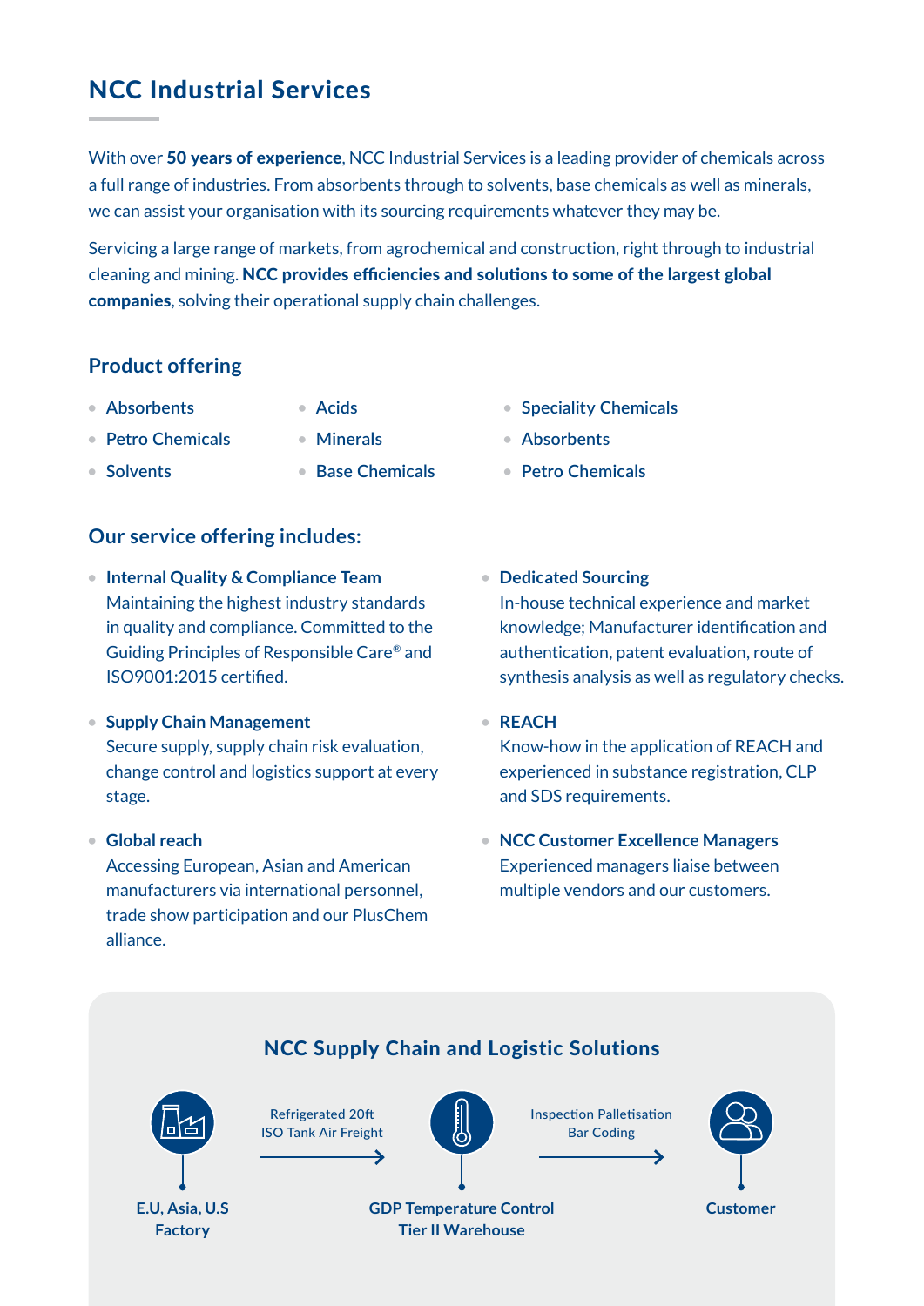# NCC Industrial Services

With over **50 years of experience**, NCC Industrial Services is a leading provider of chemicals across a full range of industries. From absorbents through to solvents, base chemicals as well as minerals, we can assist your organisation with its sourcing requirements whatever they may be.

Servicing a large range of markets, from agrochemical and construction, right through to industrial cleaning and mining. **NCC provides efficiencies and solutions to some of the largest global companies**, solving their operational supply chain challenges.

## Product offering

- Absorbents
- Petro Chemicals
- Solvents
- Acids
- Minerals
- Base Chemicals
- Speciality Chemicals
- Absorbents
- Petro Chemicals

## Our service offering includes:

- **Internal Quality & Compliance Team**
  Maintaining the highest industry standards in quality and compliance. Committed to the Guiding Principles of Responsible Care® and ISO9001:2015 certified.

- **Supply Chain Management**
  Secure supply, supply chain risk evaluation, change control and logistics support at every stage.

- **Global reach**
  Accessing European, Asian and American manufacturers via international personnel, trade show participation and our PlusChem alliance.

- **Dedicated Sourcing**
  In-house technical experience and market knowledge; Manufacturer identification and authentication, patent evaluation, route of synthesis analysis as well as regulatory checks.

- **REACH**
  Know-how in the application of REACH and experienced in substance registration, CLP and SDS requirements.

- **NCC Customer Excellence Managers**
  Experienced managers liaise between multiple vendors and our customers.

## NCC Supply Chain and Logistic Solutions

E.U, Asia, U.S Factory → (Refrigerated 20ft ISO Tank Air Freight) → GDP Temperature Control Tier II Warehouse → (Inspection Palletisation Bar Coding) → Customer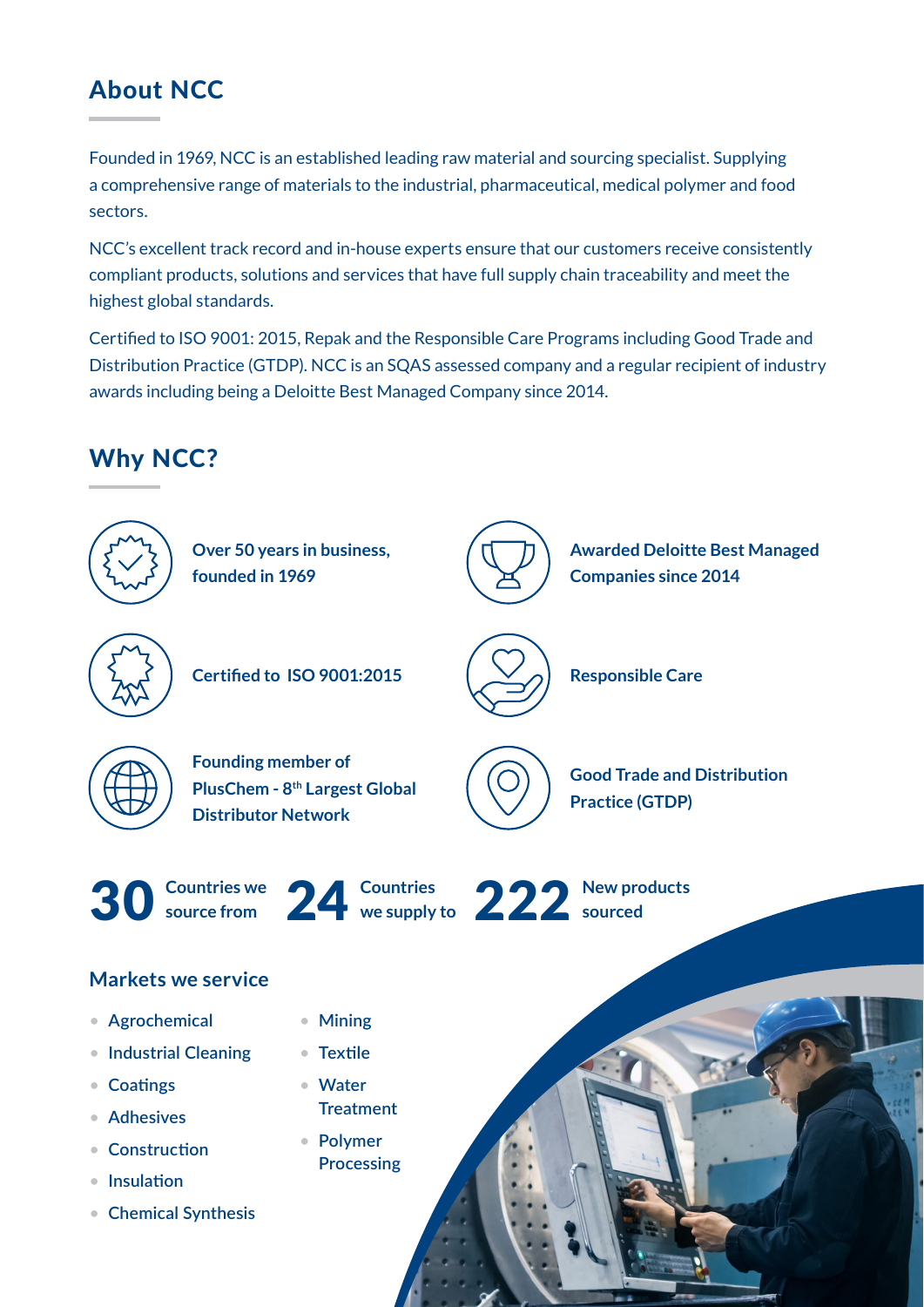## About NCC

Founded in 1969, NCC is an established leading raw material and sourcing specialist. Supplying a comprehensive range of materials to the industrial, pharmaceutical, medical polymer and food sectors.

NCC's excellent track record and in-house experts ensure that our customers receive consistently compliant products, solutions and services that have full supply chain traceability and meet the highest global standards.

Certified to ISO 9001: 2015, Repak and the Responsible Care Programs including Good Trade and Distribution Practice (GTDP). NCC is an SQAS assessed company and a regular recipient of industry awards including being a Deloitte Best Managed Company since 2014.

## Why NCC?

**Over 50 years in business, founded in 1969**

**Awarded Deloitte Best Managed Companies since 2014**

**Certified to ISO 9001:2015**

**Responsible Care**

**Founding member of PlusChem - 8th Largest Global Distributor Network**

**Good Trade and Distribution Practice (GTDP)**

**30** Countries we source from

**24** Countries we supply to

**222** New products sourced

### Markets we service

- Agrochemical
- Industrial Cleaning
- Coatings
- Adhesives
- Construction
- Insulation
- Chemical Synthesis
- Mining
- Textile
- Water Treatment
- Polymer Processing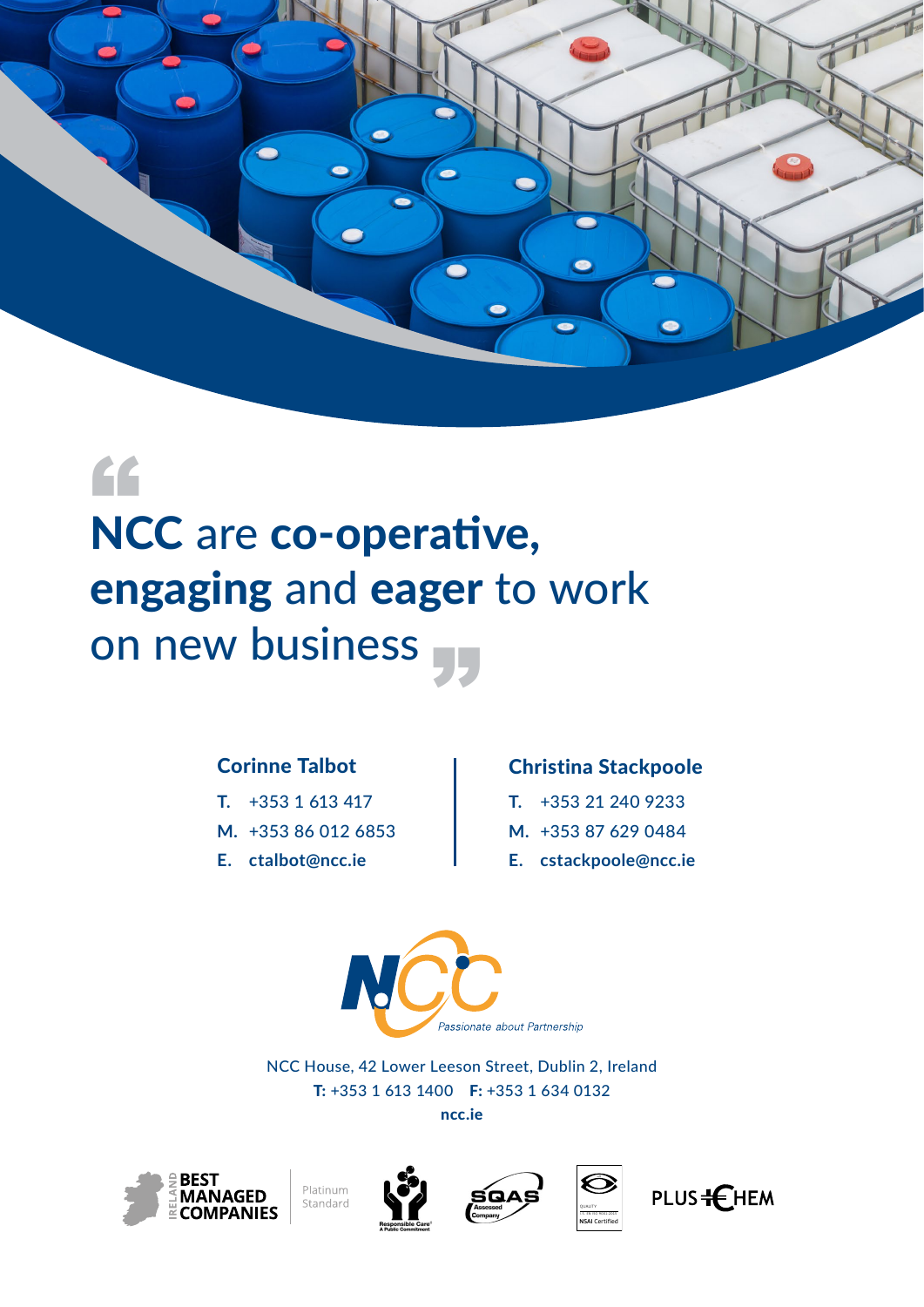"**NCC** are **co-operative, engaging** and **eager** to work on new business"

**Corinne Talbot**

**T.** +353 1 613 417
**M.** +353 86 012 6853
**E.** **ctalbot@ncc.ie**

**Christina Stackpoole**

**T.** +353 21 240 9233
**M.** +353 87 629 0484
**E.** **cstackpoole@ncc.ie**

NCC
*Passionate about Partnership*

NCC House, 42 Lower Leeson Street, Dublin 2, Ireland
**T:** +353 1 613 1400 **F:** +353 1 634 0132
**ncc.ie**

IRELAND BEST MANAGED COMPANIES Platinum Standard

Responsible Care® A Public Commitment

SQAS Assessed Company

NSAI Certified

PLUSCHEM